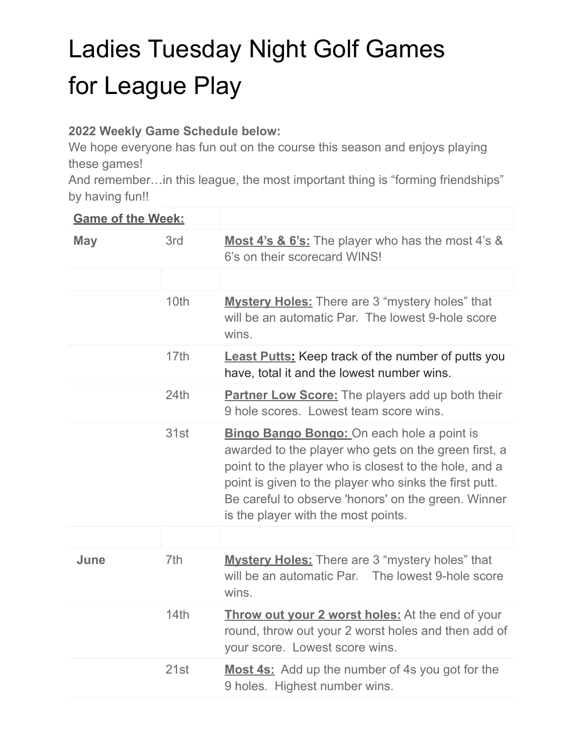# Ladies Tuesday Night Golf Games for League Play

**2022 Weekly Game Schedule below:**
We hope everyone has fun out on the course this season and enjoys playing these games!
And remember…in this league, the most important thing is "forming friendships" by having fun!!

| **Game of the Week:** | | |
|---|---|---|
| **May** | 3rd | **Most 4's & 6's:** The player who has the most 4's & 6's on their scorecard WINS! |
| | | |
| | 10th | **Mystery Holes:** There are 3 "mystery holes" that will be an automatic Par. The lowest 9-hole score wins. |
| | 17th | **Least Putts:** Keep track of the number of putts you have, total it and the lowest number wins. |
| | 24th | **Partner Low Score:** The players add up both their 9 hole scores. Lowest team score wins. |
| | 31st | **Bingo Bango Bongo:** On each hole a point is awarded to the player who gets on the green first, a point to the player who is closest to the hole, and a point is given to the player who sinks the first putt. Be careful to observe 'honors' on the green. Winner is the player with the most points. |
| | | |
| **June** | 7th | **Mystery Holes:** There are 3 "mystery holes" that will be an automatic Par. The lowest 9-hole score wins. |
| | 14th | **Throw out your 2 worst holes:** At the end of your round, throw out your 2 worst holes and then add of your score. Lowest score wins. |
| | 21st | **Most 4s:** Add up the number of 4s you got for the 9 holes. Highest number wins. |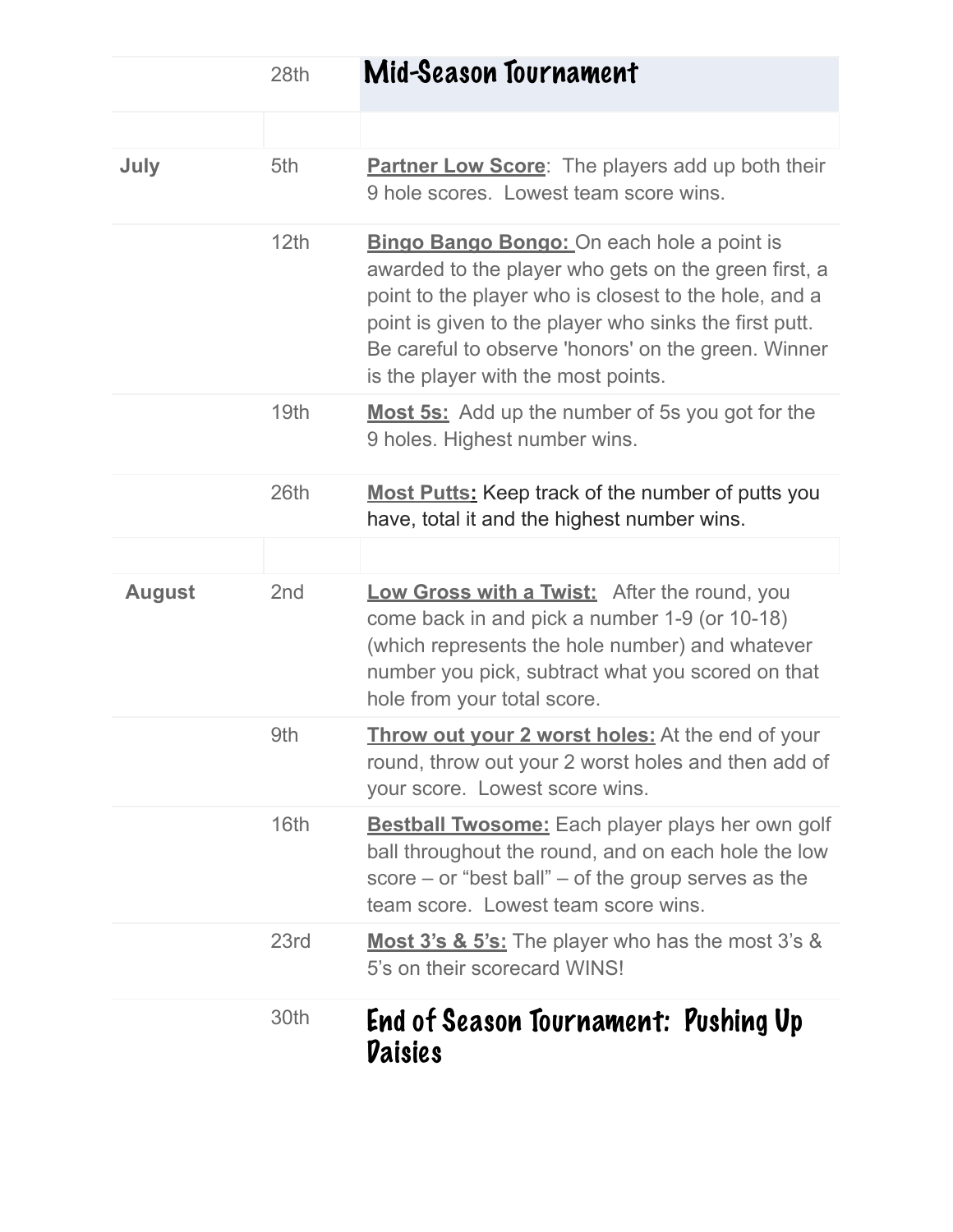| | | |
|---|---|---|
| | 28th | **Mid-Season Tournament** |
| | | |
| **July** | 5th | **Partner Low Score**: The players add up both their 9 hole scores. Lowest team score wins. |
| | 12th | **Bingo Bango Bongo:** On each hole a point is awarded to the player who gets on the green first, a point to the player who is closest to the hole, and a point is given to the player who sinks the first putt. Be careful to observe 'honors' on the green. Winner is the player with the most points. |
| | 19th | **Most 5s:** Add up the number of 5s you got for the 9 holes. Highest number wins. |
| | 26th | **Most Putts:** Keep track of the number of putts you have, total it and the highest number wins. |
| | | |
| **August** | 2nd | **Low Gross with a Twist:** After the round, you come back in and pick a number 1-9 (or 10-18) (which represents the hole number) and whatever number you pick, subtract what you scored on that hole from your total score. |
| | 9th | **Throw out your 2 worst holes:** At the end of your round, throw out your 2 worst holes and then add of your score. Lowest score wins. |
| | 16th | **Bestball Twosome:** Each player plays her own golf ball throughout the round, and on each hole the low score – or "best ball" – of the group serves as the team score. Lowest team score wins. |
| | 23rd | **Most 3's & 5's:** The player who has the most 3's & 5's on their scorecard WINS! |
| | 30th | **End of Season Tournament: Pushing Up Daisies** |